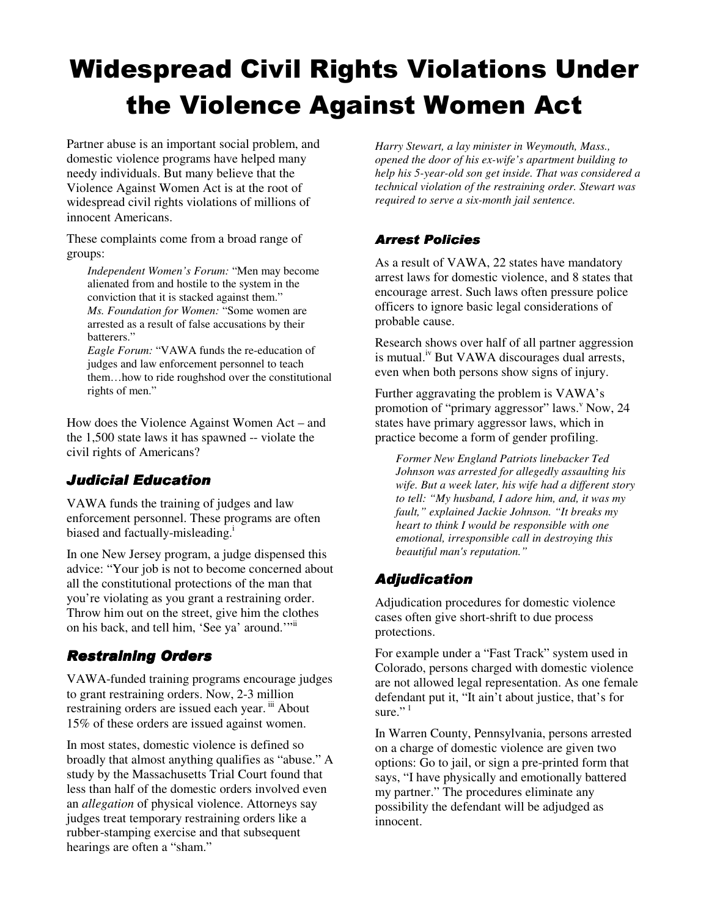# Widespread Civil Rights Violations Under the Violence Against Women Act

Partner abuse is an important social problem, and domestic violence programs have helped many needy individuals. But many believe that the Violence Against Women Act is at the root of widespread civil rights violations of millions of innocent Americans.

These complaints come from a broad range of groups:

> *Independent Women's Forum:* "Men may become alienated from and hostile to the system in the conviction that it is stacked against them."
> *Ms. Foundation for Women:* "Some women are arrested as a result of false accusations by their batterers."
> *Eagle Forum:* "VAWA funds the re-education of judges and law enforcement personnel to teach them…how to ride roughshod over the constitutional rights of men."

How does the Violence Against Women Act – and the 1,500 state laws it has spawned -- violate the civil rights of Americans?

## Judicial Education

VAWA funds the training of judges and law enforcement personnel. These programs are often biased and factually-misleading.[i]

In one New Jersey program, a judge dispensed this advice: "Your job is not to become concerned about all the constitutional protections of the man that you're violating as you grant a restraining order. Throw him out on the street, give him the clothes on his back, and tell him, 'See ya' around.'"[ii]

## Restraining Orders

VAWA-funded training programs encourage judges to grant restraining orders. Now, 2-3 million restraining orders are issued each year.[iii] About 15% of these orders are issued against women.

In most states, domestic violence is defined so broadly that almost anything qualifies as "abuse." A study by the Massachusetts Trial Court found that less than half of the domestic orders involved even an *allegation* of physical violence. Attorneys say judges treat temporary restraining orders like a rubber-stamping exercise and that subsequent hearings are often a "sham."

> *Harry Stewart, a lay minister in Weymouth, Mass., opened the door of his ex-wife's apartment building to help his 5-year-old son get inside. That was considered a technical violation of the restraining order. Stewart was required to serve a six-month jail sentence.*

## Arrest Policies

As a result of VAWA, 22 states have mandatory arrest laws for domestic violence, and 8 states that encourage arrest. Such laws often pressure police officers to ignore basic legal considerations of probable cause.

Research shows over half of all partner aggression is mutual.[iv] But VAWA discourages dual arrests, even when both persons show signs of injury.

Further aggravating the problem is VAWA's promotion of "primary aggressor" laws.[v] Now, 24 states have primary aggressor laws, which in practice become a form of gender profiling.

> *Former New England Patriots linebacker Ted Johnson was arrested for allegedly assaulting his wife. But a week later, his wife had a different story to tell: "My husband, I adore him, and, it was my fault," explained Jackie Johnson. "It breaks my heart to think I would be responsible with one emotional, irresponsible call in destroying this beautiful man's reputation."*

## Adjudication

Adjudication procedures for domestic violence cases often give short-shrift to due process protections.

For example under a "Fast Track" system used in Colorado, persons charged with domestic violence are not allowed legal representation. As one female defendant put it, "It ain't about justice, that's for sure."[1]

In Warren County, Pennsylvania, persons arrested on a charge of domestic violence are given two options: Go to jail, or sign a pre-printed form that says, "I have physically and emotionally battered my partner." The procedures eliminate any possibility the defendant will be adjudged as innocent.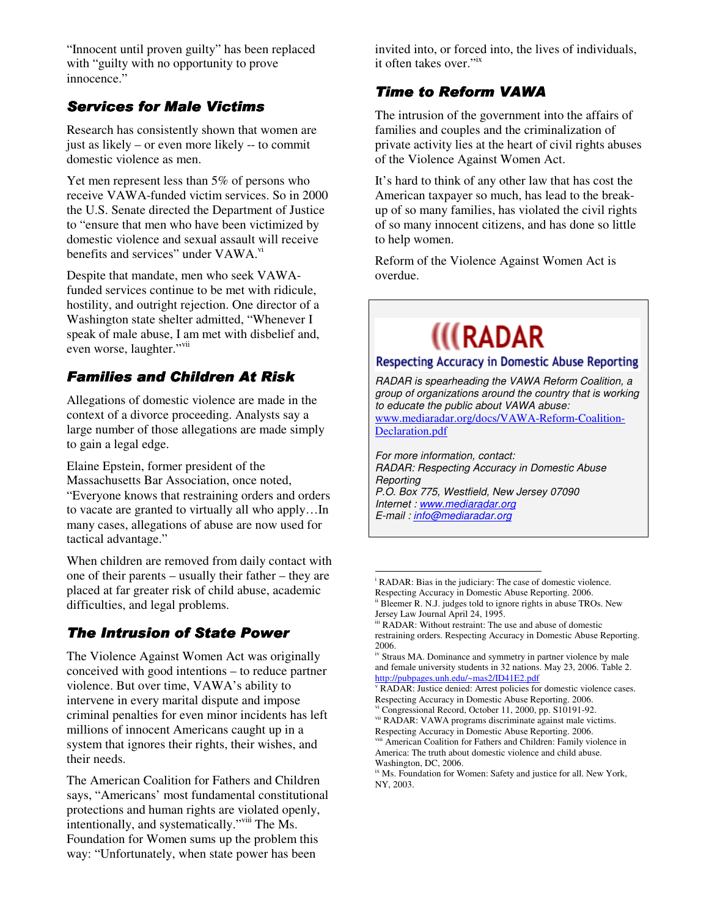"Innocent until proven guilty" has been replaced with "guilty with no opportunity to prove innocence."

## Services for Male Victims

Research has consistently shown that women are just as likely – or even more likely -- to commit domestic violence as men.

Yet men represent less than 5% of persons who receive VAWA-funded victim services. So in 2000 the U.S. Senate directed the Department of Justice to "ensure that men who have been victimized by domestic violence and sexual assault will receive benefits and services" under VAWA.[vi]

Despite that mandate, men who seek VAWA-funded services continue to be met with ridicule, hostility, and outright rejection. One director of a Washington state shelter admitted, "Whenever I speak of male abuse, I am met with disbelief and, even worse, laughter."[vii]

## Families and Children At Risk

Allegations of domestic violence are made in the context of a divorce proceeding. Analysts say a large number of those allegations are made simply to gain a legal edge.

Elaine Epstein, former president of the Massachusetts Bar Association, once noted, "Everyone knows that restraining orders and orders to vacate are granted to virtually all who apply…In many cases, allegations of abuse are now used for tactical advantage."

When children are removed from daily contact with one of their parents – usually their father – they are placed at far greater risk of child abuse, academic difficulties, and legal problems.

## The Intrusion of State Power

The Violence Against Women Act was originally conceived with good intentions – to reduce partner violence. But over time, VAWA's ability to intervene in every marital dispute and impose criminal penalties for even minor incidents has left millions of innocent Americans caught up in a system that ignores their rights, their wishes, and their needs.

The American Coalition for Fathers and Children says, "Americans' most fundamental constitutional protections and human rights are violated openly, intentionally, and systematically."[viii] The Ms. Foundation for Women sums up the problem this way: "Unfortunately, when state power has been invited into, or forced into, the lives of individuals, it often takes over."[ix]

## Time to Reform VAWA

The intrusion of the government into the affairs of families and couples and the criminalization of private activity lies at the heart of civil rights abuses of the Violence Against Women Act.

It's hard to think of any other law that has cost the American taxpayer so much, has lead to the break-up of so many families, has violated the civil rights of so many innocent citizens, and has done so little to help women.

Reform of the Violence Against Women Act is overdue.

**(((RADAR**

**Respecting Accuracy in Domestic Abuse Reporting**

*RADAR is spearheading the VAWA Reform Coalition, a group of organizations around the country that is working to educate the public about VAWA abuse:* www.mediaradar.org/docs/VAWA-Reform-Coalition-Declaration.pdf

*For more information, contact:*
*RADAR: Respecting Accuracy in Domestic Abuse Reporting*
*P.O. Box 775, Westfield, New Jersey 07090*
*Internet :* www.mediaradar.org
*E-mail :* info@mediaradar.org

---

[i] RADAR: Bias in the judiciary: The case of domestic violence. Respecting Accuracy in Domestic Abuse Reporting. 2006.
[ii] Bleemer R. N.J. judges told to ignore rights in abuse TROs. New Jersey Law Journal April 24, 1995.
[iii] RADAR: Without restraint: The use and abuse of domestic restraining orders. Respecting Accuracy in Domestic Abuse Reporting. 2006.
[iv] Straus MA. Dominance and symmetry in partner violence by male and female university students in 32 nations. May 23, 2006. Table 2. http://pubpages.unh.edu/~mas2/ID41E2.pdf
[v] RADAR: Justice denied: Arrest policies for domestic violence cases. Respecting Accuracy in Domestic Abuse Reporting. 2006.
[vi] Congressional Record, October 11, 2000, pp. S10191-92.
[vii] RADAR: VAWA programs discriminate against male victims. Respecting Accuracy in Domestic Abuse Reporting. 2006.
[viii] American Coalition for Fathers and Children: Family violence in America: The truth about domestic violence and child abuse. Washington, DC, 2006.
[ix] Ms. Foundation for Women: Safety and justice for all. New York, NY, 2003.